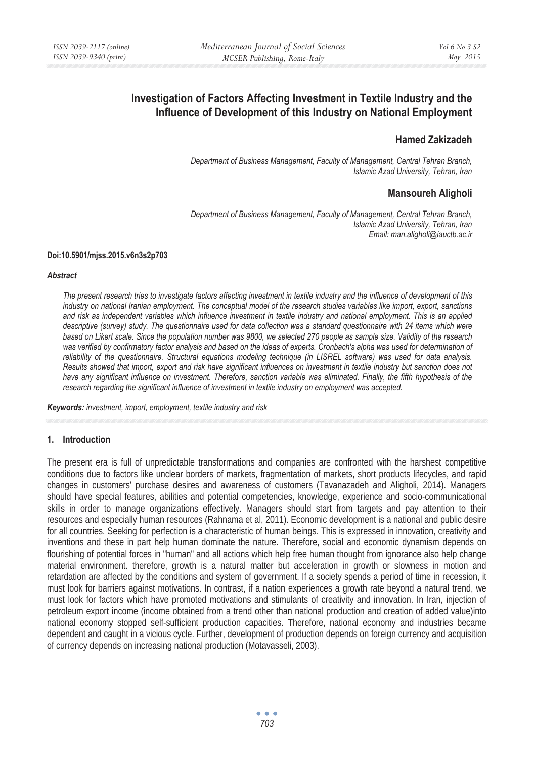# Investigation of Factors Affecting Investment in Textile Industry and the Influence of Development of this Industry on National Employment

**Hamed Zakizadeh**

*Department of Business Management, Faculty of Management, Central Tehran Branch, Islamic Azad University, Tehran, Iran*

**Mansoureh Aligholi**

*Department of Business Management, Faculty of Management, Central Tehran Branch, Islamic Azad University, Tehran, Iran*
*Email: man.aligholi@iauctb.ac.ir*

**Doi:10.5901/mjss.2015.v6n3s2p703**

***Abstract***

*The present research tries to investigate factors affecting investment in textile industry and the influence of development of this industry on national Iranian employment. The conceptual model of the research studies variables like import, export, sanctions and risk as independent variables which influence investment in textile industry and national employment. This is an applied descriptive (survey) study. The questionnaire used for data collection was a standard questionnaire with 24 items which were based on Likert scale. Since the population number was 9800, we selected 270 people as sample size. Validity of the research was verified by confirmatory factor analysis and based on the ideas of experts. Cronbach's alpha was used for determination of reliability of the questionnaire. Structural equations modeling technique (in LISREL software) was used for data analysis. Results showed that import, export and risk have significant influences on investment in textile industry but sanction does not have any significant influence on investment. Therefore, sanction variable was eliminated. Finally, the fifth hypothesis of the research regarding the significant influence of investment in textile industry on employment was accepted.*

***Keywords:*** *investment, import, employment, textile industry and risk*

## 1. Introduction

The present era is full of unpredictable transformations and companies are confronted with the harshest competitive conditions due to factors like unclear borders of markets, fragmentation of markets, short products lifecycles, and rapid changes in customers' purchase desires and awareness of customers (Tavanazadeh and Aligholi, 2014). Managers should have special features, abilities and potential competencies, knowledge, experience and socio-communicational skills in order to manage organizations effectively. Managers should start from targets and pay attention to their resources and especially human resources (Rahnama et al, 2011). Economic development is a national and public desire for all countries. Seeking for perfection is a characteristic of human beings. This is expressed in innovation, creativity and inventions and these in part help human dominate the nature. Therefore, social and economic dynamism depends on flourishing of potential forces in "human" and all actions which help free human thought from ignorance also help change material environment. therefore, growth is a natural matter but acceleration in growth or slowness in motion and retardation are affected by the conditions and system of government. If a society spends a period of time in recession, it must look for barriers against motivations. In contrast, if a nation experiences a growth rate beyond a natural trend, we must look for factors which have promoted motivations and stimulants of creativity and innovation. In Iran, injection of petroleum export income (income obtained from a trend other than national production and creation of added value)into national economy stopped self-sufficient production capacities. Therefore, national economy and industries became dependent and caught in a vicious cycle. Further, development of production depends on foreign currency and acquisition of currency depends on increasing national production (Motavasseli, 2003).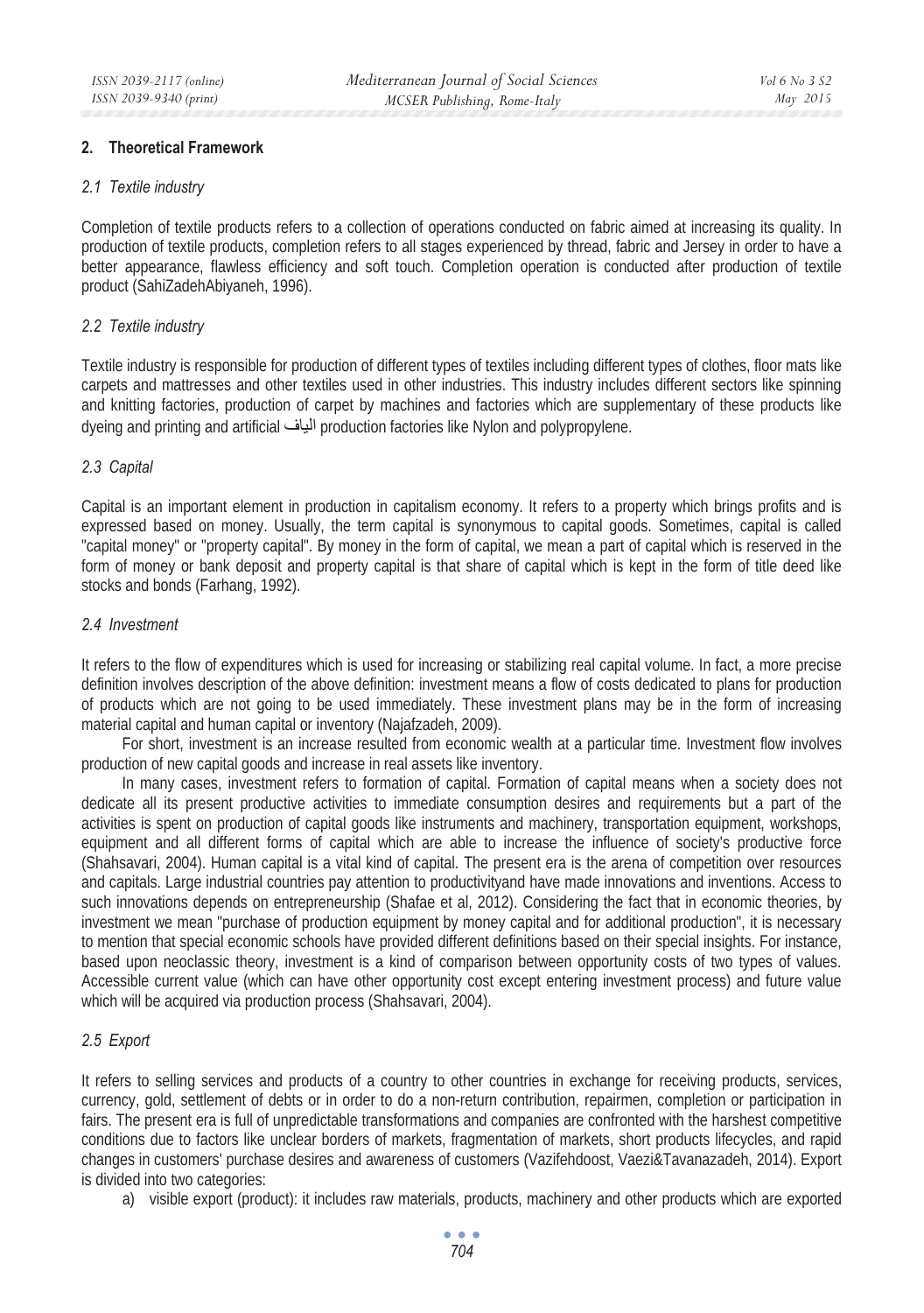## 2. Theoretical Framework

### *2.1 Textile industry*

Completion of textile products refers to a collection of operations conducted on fabric aimed at increasing its quality. In production of textile products, completion refers to all stages experienced by thread, fabric and Jersey in order to have a better appearance, flawless efficiency and soft touch. Completion operation is conducted after production of textile product (SahiZadehAbiyaneh, 1996).

### *2.2 Textile industry*

Textile industry is responsible for production of different types of textiles including different types of clothes, floor mats like carpets and mattresses and other textiles used in other industries. This industry includes different sectors like spinning and knitting factories, production of carpet by machines and factories which are supplementary of these products like dyeing and printing and artificial الیاف production factories like Nylon and polypropylene.

### *2.3 Capital*

Capital is an important element in production in capitalism economy. It refers to a property which brings profits and is expressed based on money. Usually, the term capital is synonymous to capital goods. Sometimes, capital is called "capital money" or "property capital". By money in the form of capital, we mean a part of capital which is reserved in the form of money or bank deposit and property capital is that share of capital which is kept in the form of title deed like stocks and bonds (Farhang, 1992).

### *2.4 Investment*

It refers to the flow of expenditures which is used for increasing or stabilizing real capital volume. In fact, a more precise definition involves description of the above definition: investment means a flow of costs dedicated to plans for production of products which are not going to be used immediately. These investment plans may be in the form of increasing material capital and human capital or inventory (Najafzadeh, 2009).

For short, investment is an increase resulted from economic wealth at a particular time. Investment flow involves production of new capital goods and increase in real assets like inventory.

In many cases, investment refers to formation of capital. Formation of capital means when a society does not dedicate all its present productive activities to immediate consumption desires and requirements but a part of the activities is spent on production of capital goods like instruments and machinery, transportation equipment, workshops, equipment and all different forms of capital which are able to increase the influence of society's productive force (Shahsavari, 2004). Human capital is a vital kind of capital. The present era is the arena of competition over resources and capitals. Large industrial countries pay attention to productivityand have made innovations and inventions. Access to such innovations depends on entrepreneurship (Shafae et al, 2012). Considering the fact that in economic theories, by investment we mean "purchase of production equipment by money capital and for additional production", it is necessary to mention that special economic schools have provided different definitions based on their special insights. For instance, based upon neoclassic theory, investment is a kind of comparison between opportunity costs of two types of values. Accessible current value (which can have other opportunity cost except entering investment process) and future value which will be acquired via production process (Shahsavari, 2004).

### *2.5 Export*

It refers to selling services and products of a country to other countries in exchange for receiving products, services, currency, gold, settlement of debts or in order to do a non-return contribution, repairmen, completion or participation in fairs. The present era is full of unpredictable transformations and companies are confronted with the harshest competitive conditions due to factors like unclear borders of markets, fragmentation of markets, short products lifecycles, and rapid changes in customers' purchase desires and awareness of customers (Vazifehdoost, Vaezi&Tavanazadeh, 2014). Export is divided into two categories:

a) visible export (product): it includes raw materials, products, machinery and other products which are exported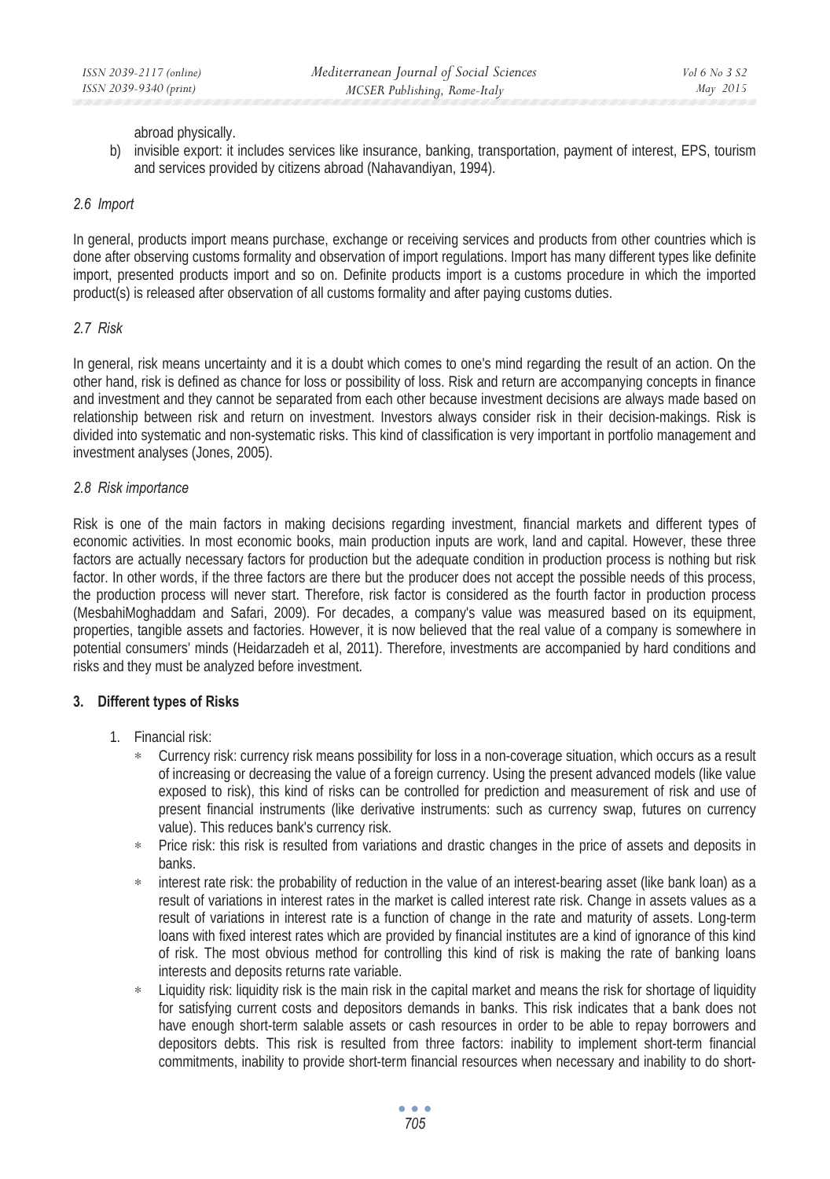abroad physically.

b) invisible export: it includes services like insurance, banking, transportation, payment of interest, EPS, tourism and services provided by citizens abroad (Nahavandiyan, 1994).

### *2.6 Import*

In general, products import means purchase, exchange or receiving services and products from other countries which is done after observing customs formality and observation of import regulations. Import has many different types like definite import, presented products import and so on. Definite products import is a customs procedure in which the imported product(s) is released after observation of all customs formality and after paying customs duties.

### *2.7 Risk*

In general, risk means uncertainty and it is a doubt which comes to one's mind regarding the result of an action. On the other hand, risk is defined as chance for loss or possibility of loss. Risk and return are accompanying concepts in finance and investment and they cannot be separated from each other because investment decisions are always made based on relationship between risk and return on investment. Investors always consider risk in their decision-makings. Risk is divided into systematic and non-systematic risks. This kind of classification is very important in portfolio management and investment analyses (Jones, 2005).

### *2.8 Risk importance*

Risk is one of the main factors in making decisions regarding investment, financial markets and different types of economic activities. In most economic books, main production inputs are work, land and capital. However, these three factors are actually necessary factors for production but the adequate condition in production process is nothing but risk factor. In other words, if the three factors are there but the producer does not accept the possible needs of this process, the production process will never start. Therefore, risk factor is considered as the fourth factor in production process (MesbahiMoghaddam and Safari, 2009). For decades, a company's value was measured based on its equipment, properties, tangible assets and factories. However, it is now believed that the real value of a company is somewhere in potential consumers' minds (Heidarzadeh et al, 2011). Therefore, investments are accompanied by hard conditions and risks and they must be analyzed before investment.

## 3. Different types of Risks

1. Financial risk:
   - Currency risk: currency risk means possibility for loss in a non-coverage situation, which occurs as a result of increasing or decreasing the value of a foreign currency. Using the present advanced models (like value exposed to risk), this kind of risks can be controlled for prediction and measurement of risk and use of present financial instruments (like derivative instruments: such as currency swap, futures on currency value). This reduces bank's currency risk.
   - Price risk: this risk is resulted from variations and drastic changes in the price of assets and deposits in banks.
   - interest rate risk: the probability of reduction in the value of an interest-bearing asset (like bank loan) as a result of variations in interest rates in the market is called interest rate risk. Change in assets values as a result of variations in interest rate is a function of change in the rate and maturity of assets. Long-term loans with fixed interest rates which are provided by financial institutes are a kind of ignorance of this kind of risk. The most obvious method for controlling this kind of risk is making the rate of banking loans interests and deposits returns rate variable.
   - Liquidity risk: liquidity risk is the main risk in the capital market and means the risk for shortage of liquidity for satisfying current costs and depositors demands in banks. This risk indicates that a bank does not have enough short-term salable assets or cash resources in order to be able to repay borrowers and depositors debts. This risk is resulted from three factors: inability to implement short-term financial commitments, inability to provide short-term financial resources when necessary and inability to do short-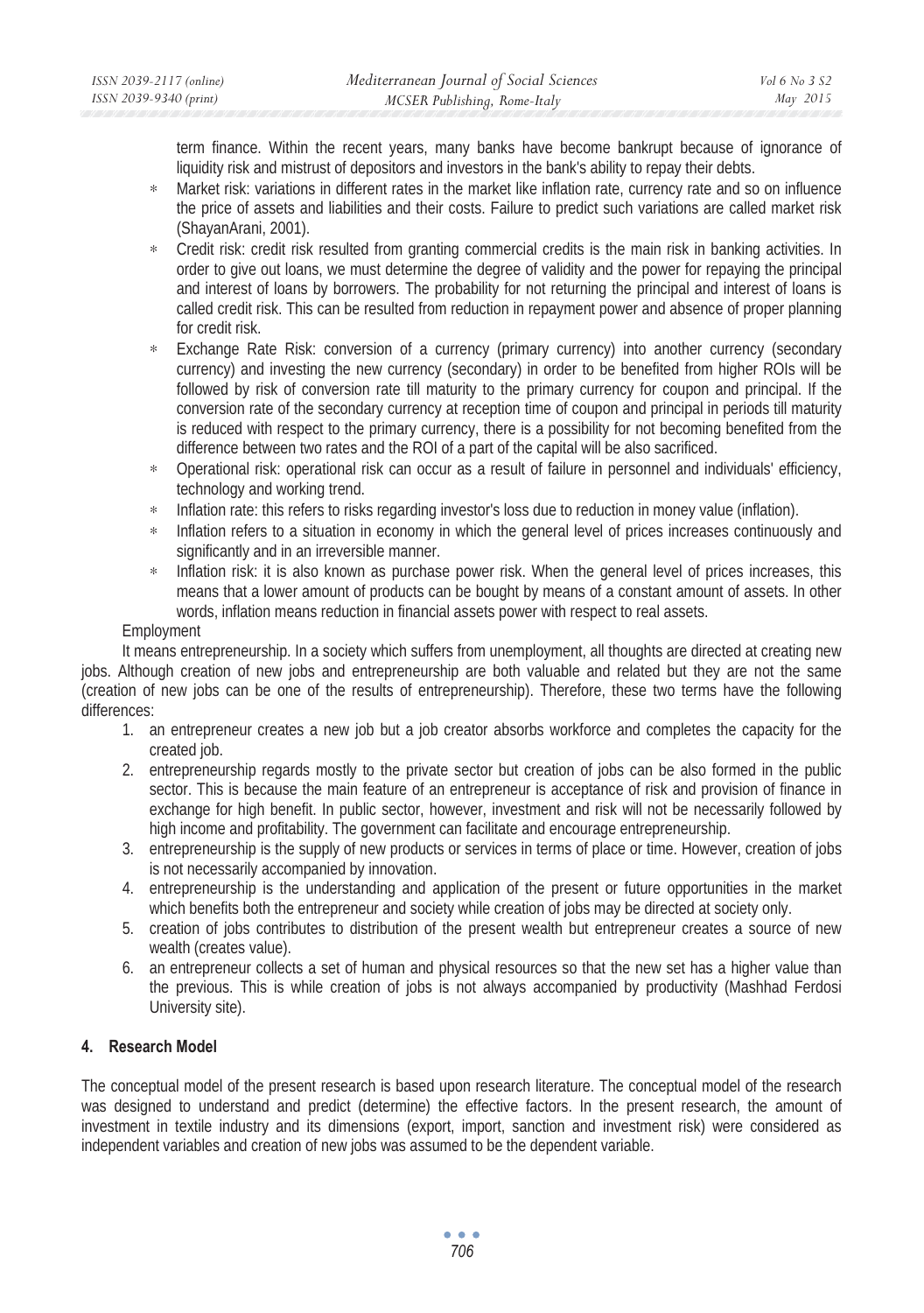term finance. Within the recent years, many banks have become bankrupt because of ignorance of liquidity risk and mistrust of depositors and investors in the bank's ability to repay their debts.

* Market risk: variations in different rates in the market like inflation rate, currency rate and so on influence the price of assets and liabilities and their costs. Failure to predict such variations are called market risk (ShayanArani, 2001).
* Credit risk: credit risk resulted from granting commercial credits is the main risk in banking activities. In order to give out loans, we must determine the degree of validity and the power for repaying the principal and interest of loans by borrowers. The probability for not returning the principal and interest of loans is called credit risk. This can be resulted from reduction in repayment power and absence of proper planning for credit risk.
* Exchange Rate Risk: conversion of a currency (primary currency) into another currency (secondary currency) and investing the new currency (secondary) in order to be benefited from higher ROIs will be followed by risk of conversion rate till maturity to the primary currency for coupon and principal. If the conversion rate of the secondary currency at reception time of coupon and principal in periods till maturity is reduced with respect to the primary currency, there is a possibility for not becoming benefited from the difference between two rates and the ROI of a part of the capital will be also sacrificed.
* Operational risk: operational risk can occur as a result of failure in personnel and individuals' efficiency, technology and working trend.
* Inflation rate: this refers to risks regarding investor's loss due to reduction in money value (inflation).
* Inflation refers to a situation in economy in which the general level of prices increases continuously and significantly and in an irreversible manner.
* Inflation risk: it is also known as purchase power risk. When the general level of prices increases, this means that a lower amount of products can be bought by means of a constant amount of assets. In other words, inflation means reduction in financial assets power with respect to real assets.

Employment

It means entrepreneurship. In a society which suffers from unemployment, all thoughts are directed at creating new jobs. Although creation of new jobs and entrepreneurship are both valuable and related but they are not the same (creation of new jobs can be one of the results of entrepreneurship). Therefore, these two terms have the following differences:

1. an entrepreneur creates a new job but a job creator absorbs workforce and completes the capacity for the created job.
2. entrepreneurship regards mostly to the private sector but creation of jobs can be also formed in the public sector. This is because the main feature of an entrepreneur is acceptance of risk and provision of finance in exchange for high benefit. In public sector, however, investment and risk will not be necessarily followed by high income and profitability. The government can facilitate and encourage entrepreneurship.
3. entrepreneurship is the supply of new products or services in terms of place or time. However, creation of jobs is not necessarily accompanied by innovation.
4. entrepreneurship is the understanding and application of the present or future opportunities in the market which benefits both the entrepreneur and society while creation of jobs may be directed at society only.
5. creation of jobs contributes to distribution of the present wealth but entrepreneur creates a source of new wealth (creates value).
6. an entrepreneur collects a set of human and physical resources so that the new set has a higher value than the previous. This is while creation of jobs is not always accompanied by productivity (Mashhad Ferdosi University site).

## 4. Research Model

The conceptual model of the present research is based upon research literature. The conceptual model of the research was designed to understand and predict (determine) the effective factors. In the present research, the amount of investment in textile industry and its dimensions (export, import, sanction and investment risk) were considered as independent variables and creation of new jobs was assumed to be the dependent variable.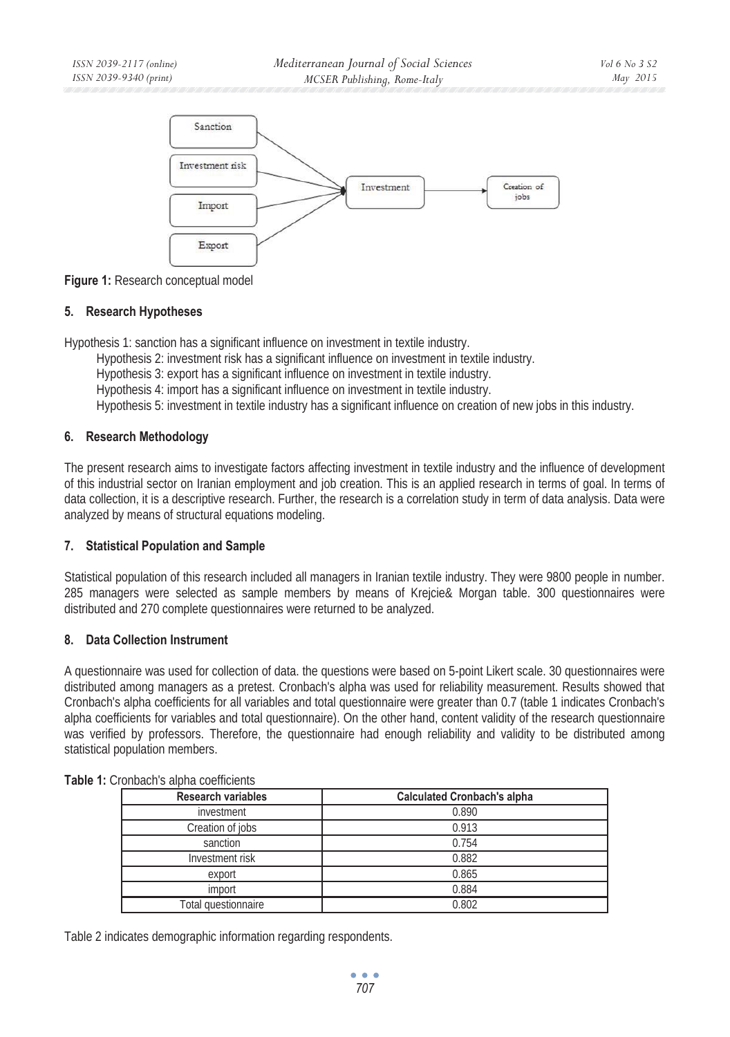**Figure 1:** Research conceptual model

## 5. Research Hypotheses

Hypothesis 1: sanction has a significant influence on investment in textile industry.

Hypothesis 2: investment risk has a significant influence on investment in textile industry.

Hypothesis 3: export has a significant influence on investment in textile industry.

Hypothesis 4: import has a significant influence on investment in textile industry.

Hypothesis 5: investment in textile industry has a significant influence on creation of new jobs in this industry.

## 6. Research Methodology

The present research aims to investigate factors affecting investment in textile industry and the influence of development of this industrial sector on Iranian employment and job creation. This is an applied research in terms of goal. In terms of data collection, it is a descriptive research. Further, the research is a correlation study in term of data analysis. Data were analyzed by means of structural equations modeling.

## 7. Statistical Population and Sample

Statistical population of this research included all managers in Iranian textile industry. They were 9800 people in number. 285 managers were selected as sample members by means of Krejcie& Morgan table. 300 questionnaires were distributed and 270 complete questionnaires were returned to be analyzed.

## 8. Data Collection Instrument

A questionnaire was used for collection of data. the questions were based on 5-point Likert scale. 30 questionnaires were distributed among managers as a pretest. Cronbach's alpha was used for reliability measurement. Results showed that Cronbach's alpha coefficients for all variables and total questionnaire were greater than 0.7 (table 1 indicates Cronbach's alpha coefficients for variables and total questionnaire). On the other hand, content validity of the research questionnaire was verified by professors. Therefore, the questionnaire had enough reliability and validity to be distributed among statistical population members.

**Table 1:** Cronbach's alpha coefficients

| Research variables | Calculated Cronbach's alpha |
|---|---|
| investment | 0.890 |
| Creation of jobs | 0.913 |
| sanction | 0.754 |
| Investment risk | 0.882 |
| export | 0.865 |
| import | 0.884 |
| Total questionnaire | 0.802 |

Table 2 indicates demographic information regarding respondents.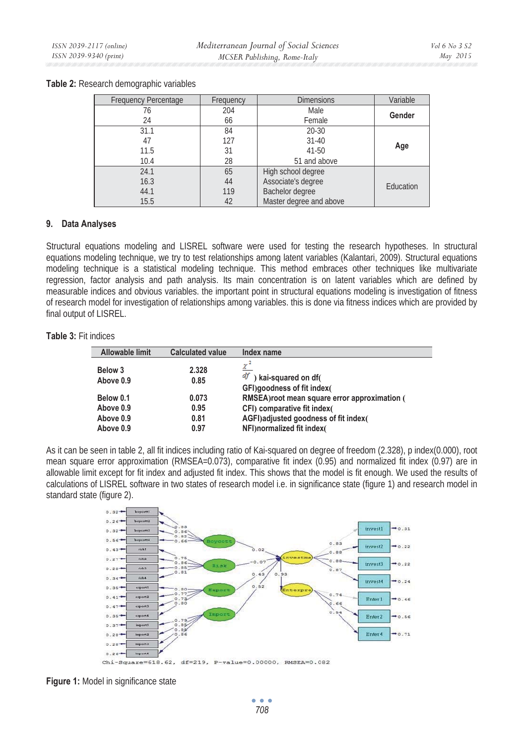**Table 2:** Research demographic variables

| Frequency Percentage | Frequency | Dimensions | Variable |
|---|---|---|---|
| 76 | 204 | Male | **Gender** |
| 24 | 66 | Female | |
| 31.1 | 84 | 20-30 | **Age** |
| 47 | 127 | 31-40 | |
| 11.5 | 31 | 41-50 | |
| 10.4 | 28 | 51 and above | |
| 24.1 | 65 | High school degree | Education |
| 16.3 | 44 | Associate's degree | |
| 44.1 | 119 | Bachelor degree | |
| 15.5 | 42 | Master degree and above | |

## 9. Data Analyses

Structural equations modeling and LISREL software were used for testing the research hypotheses. In structural equations modeling technique, we try to test relationships among latent variables (Kalantari, 2009). Structural equations modeling technique is a statistical modeling technique. This method embraces other techniques like multivariate regression, factor analysis and path analysis. Its main concentration is on latent variables which are defined by measurable indices and obvious variables. the important point in structural equations modeling is investigation of fitness of research model for investigation of relationships among variables. this is done via fitness indices which are provided by final output of LISREL.

**Table 3:** Fit indices

| Allowable limit | Calculated value | Index name |
|---|---|---|
| **Below 3** | **2.328** | $\frac{\chi^2}{df}$ **) kai-squared on df(** |
| **Above 0.9** | **0.85** | **GFI)goodness of fit index(** |
| **Below 0.1** | **0.073** | **RMSEA)root mean square error approximation (** |
| **Above 0.9** | **0.95** | **CFI) comparative fit index(** |
| **Above 0.9** | **0.81** | **AGFI)adjusted goodness of fit index(** |
| **Above 0.9** | **0.97** | **NFI)normalized fit index(** |

As it can be seen in table 2, all fit indices including ratio of Kai-squared on degree of freedom (2.328), p index(0.000), root mean square error approximation (RMSEA=0.073), comparative fit index (0.95) and normalized fit index (0.97) are in allowable limit except for fit index and adjusted fit index. This shows that the model is fit enough. We used the results of calculations of LISREL software in two states of research model i.e. in significance state (figure 1) and research model in standard state (figure 2).

**Figure 1:** Model in significance state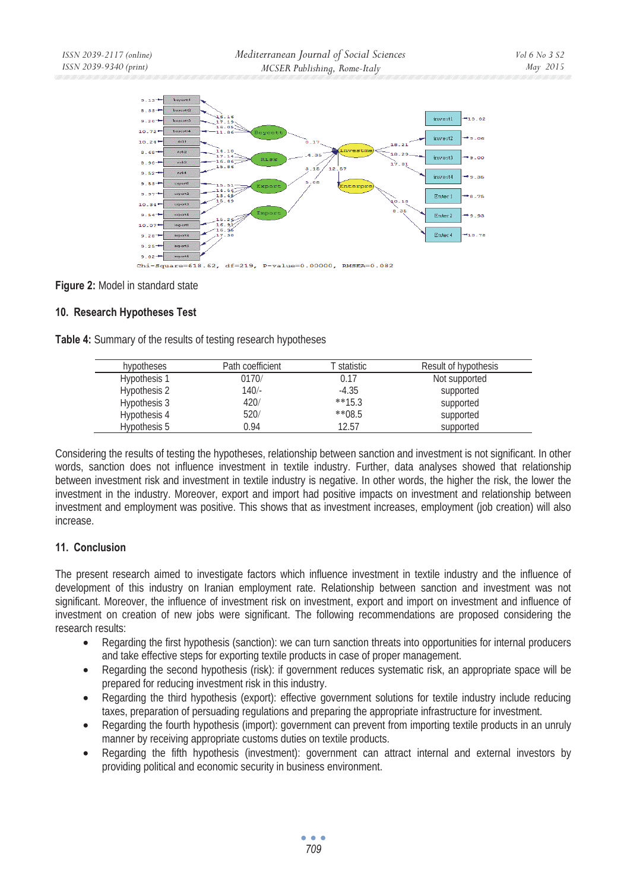Chi-Square=618.62, df=219, P-value=0.00000, RMSEA=0.082

**Figure 2:** Model in standard state

## 10. Research Hypotheses Test

**Table 4:** Summary of the results of testing research hypotheses

| hypotheses | Path coefficient | T statistic | Result of hypothesis |
|---|---|---|---|
| Hypothesis 1 | 0170/ | 0.17 | Not supported |
| Hypothesis 2 | 140/- | -4.35 | supported |
| Hypothesis 3 | 420/ | **15.3 | supported |
| Hypothesis 4 | 520/ | **08.5 | supported |
| Hypothesis 5 | 0.94 | 12.57 | supported |

Considering the results of testing the hypotheses, relationship between sanction and investment is not significant. In other words, sanction does not influence investment in textile industry. Further, data analyses showed that relationship between investment risk and investment in textile industry is negative. In other words, the higher the risk, the lower the investment in the industry. Moreover, export and import had positive impacts on investment and relationship between investment and employment was positive. This shows that as investment increases, employment (job creation) will also increase.

## 11. Conclusion

The present research aimed to investigate factors which influence investment in textile industry and the influence of development of this industry on Iranian employment rate. Relationship between sanction and investment was not significant. Moreover, the influence of investment risk on investment, export and import on investment and influence of investment on creation of new jobs were significant. The following recommendations are proposed considering the research results:

- Regarding the first hypothesis (sanction): we can turn sanction threats into opportunities for internal producers and take effective steps for exporting textile products in case of proper management.
- Regarding the second hypothesis (risk): if government reduces systematic risk, an appropriate space will be prepared for reducing investment risk in this industry.
- Regarding the third hypothesis (export): effective government solutions for textile industry include reducing taxes, preparation of persuading regulations and preparing the appropriate infrastructure for investment.
- Regarding the fourth hypothesis (import): government can prevent from importing textile products in an unruly manner by receiving appropriate customs duties on textile products.
- Regarding the fifth hypothesis (investment): government can attract internal and external investors by providing political and economic security in business environment.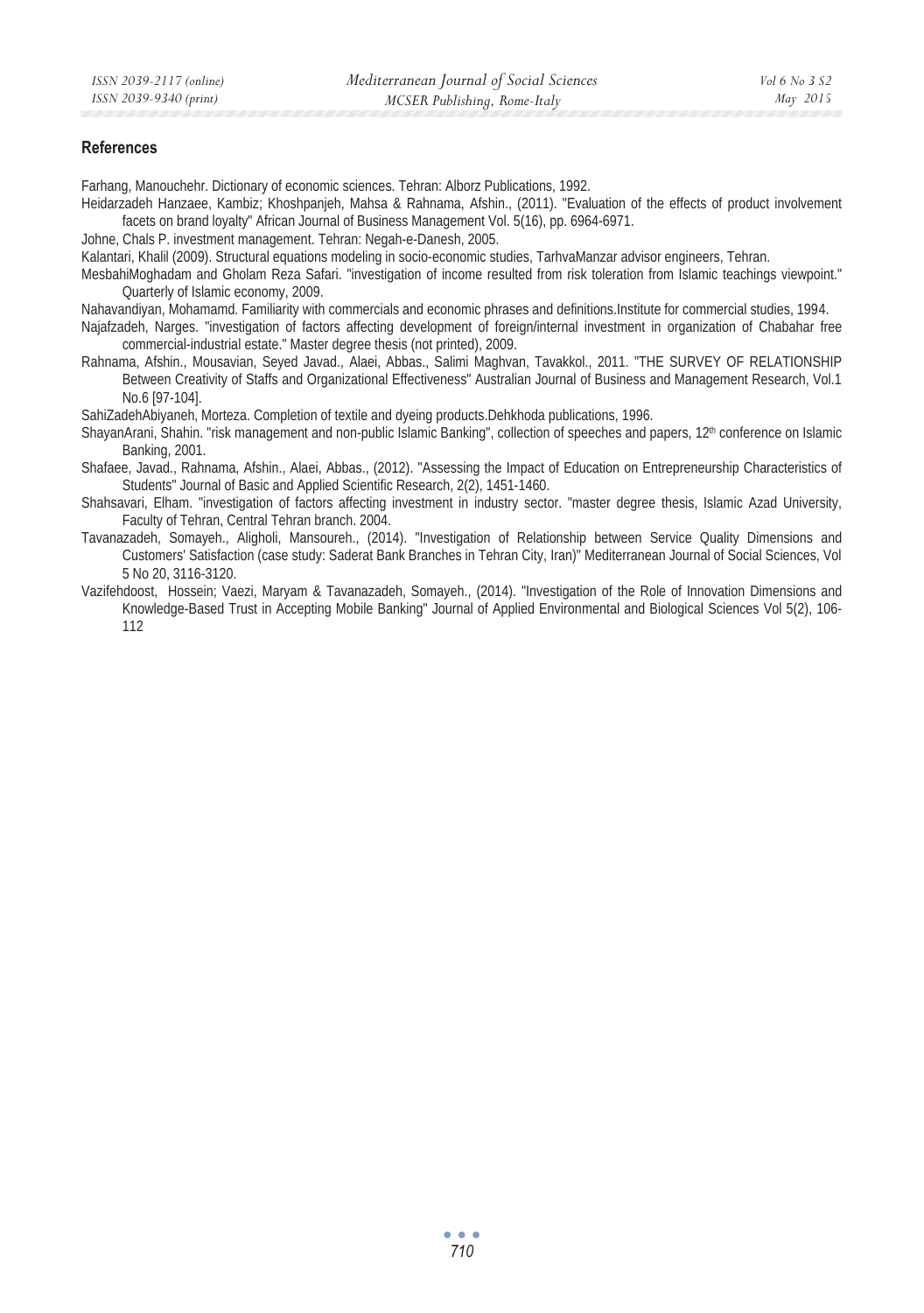## References

Farhang, Manouchehr. Dictionary of economic sciences. Tehran: Alborz Publications, 1992.

Heidarzadeh Hanzaee, Kambiz; Khoshpanjeh, Mahsa & Rahnama, Afshin., (2011). "Evaluation of the effects of product involvement facets on brand loyalty" African Journal of Business Management Vol. 5(16), pp. 6964-6971.

Johne, Chals P. investment management. Tehran: Negah-e-Danesh, 2005.

Kalantari, Khalil (2009). Structural equations modeling in socio-economic studies, TarhvaManzar advisor engineers, Tehran.

MesbahiMoghadam and Gholam Reza Safari. "investigation of income resulted from risk toleration from Islamic teachings viewpoint." Quarterly of Islamic economy, 2009.

Nahavandiyan, Mohamamd. Familiarity with commercials and economic phrases and definitions.Institute for commercial studies, 1994.

Najafzadeh, Narges. "investigation of factors affecting development of foreign/internal investment in organization of Chabahar free commercial-industrial estate." Master degree thesis (not printed), 2009.

Rahnama, Afshin., Mousavian, Seyed Javad., Alaei, Abbas., Salimi Maghvan, Tavakkol., 2011. "THE SURVEY OF RELATIONSHIP Between Creativity of Staffs and Organizational Effectiveness" Australian Journal of Business and Management Research, Vol.1 No.6 [97-104].

SahiZadehAbiyaneh, Morteza. Completion of textile and dyeing products.Dehkhoda publications, 1996.

ShayanArani, Shahin. "risk management and non-public Islamic Banking", collection of speeches and papers, 12th conference on Islamic Banking, 2001.

Shafaee, Javad., Rahnama, Afshin., Alaei, Abbas., (2012). "Assessing the Impact of Education on Entrepreneurship Characteristics of Students" Journal of Basic and Applied Scientific Research, 2(2), 1451-1460.

Shahsavari, Elham. "investigation of factors affecting investment in industry sector. "master degree thesis, Islamic Azad University, Faculty of Tehran, Central Tehran branch. 2004.

Tavanazadeh, Somayeh., Aligholi, Mansoureh., (2014). "Investigation of Relationship between Service Quality Dimensions and Customers' Satisfaction (case study: Saderat Bank Branches in Tehran City, Iran)" Mediterranean Journal of Social Sciences, Vol 5 No 20, 3116-3120.

Vazifehdoost, Hossein; Vaezi, Maryam & Tavanazadeh, Somayeh., (2014). "Investigation of the Role of Innovation Dimensions and Knowledge-Based Trust in Accepting Mobile Banking" Journal of Applied Environmental and Biological Sciences Vol 5(2), 106-112